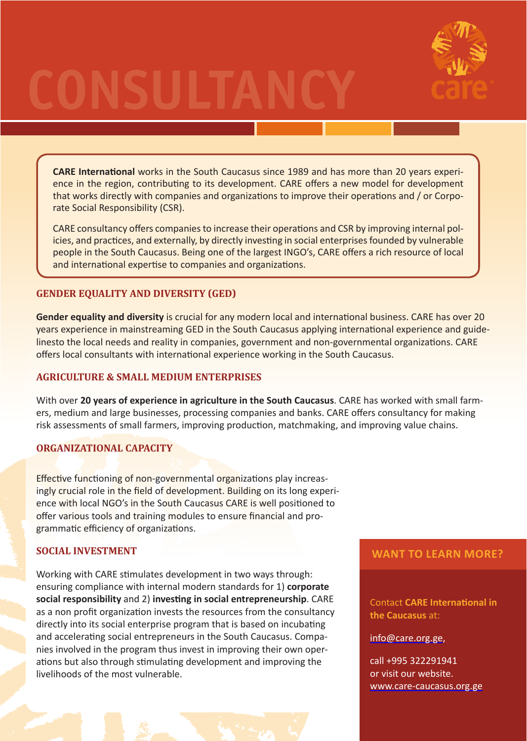# CONSULTANCY

care

**CARE International** works in the South Caucasus since 1989 and has more than 20 years experience in the region, contributing to its development. CARE offers a new model for development that works directly with companies and organizations to improve their operations and / or Corporate Social Responsibility (CSR).

CARE consultancy offers companies to increase their operations and CSR by improving internal policies, and practices, and externally, by directly investing in social enterprises founded by vulnerable people in the South Caucasus. Being one of the largest INGO's, CARE offers a rich resource of local and international expertise to companies and organizations.

## GENDER EQUALITY AND DIVERSITY (GED)

**Gender equality and diversity** is crucial for any modern local and international business. CARE has over 20 years experience in mainstreaming GED in the South Caucasus applying international experience and guidelinesto the local needs and reality in companies, government and non-governmental organizations. CARE offers local consultants with international experience working in the South Caucasus.

## AGRICULTURE & SMALL MEDIUM ENTERPRISES

With over **20 years of experience in agriculture in the South Caucasus**. CARE has worked with small farmers, medium and large businesses, processing companies and banks. CARE offers consultancy for making risk assessments of small farmers, improving production, matchmaking, and improving value chains.

## ORGANIZATIONAL CAPACITY

Effective functioning of non-governmental organizations play increasingly crucial role in the field of development. Building on its long experience with local NGO's in the South Caucasus CARE is well positioned to offer various tools and training modules to ensure financial and programmatic efficiency of organizations.

## SOCIAL INVESTMENT

Working with CARE stimulates development in two ways through: ensuring compliance with internal modern standards for 1) **corporate social responsibility** and 2) **investing in social entrepreneurship**. CARE as a non profit organization invests the resources from the consultancy directly into its social enterprise program that is based on incubating and accelerating social entrepreneurs in the South Caucasus. Companies involved in the program thus invest in improving their own operations but also through stimulating development and improving the livelihoods of the most vulnerable.

## WANT TO LEARN MORE?

Contact **CARE International in the Caucasus** at:

info@care.org.ge,

call +995 322291941
or visit our website.
www.care-caucasus.org.ge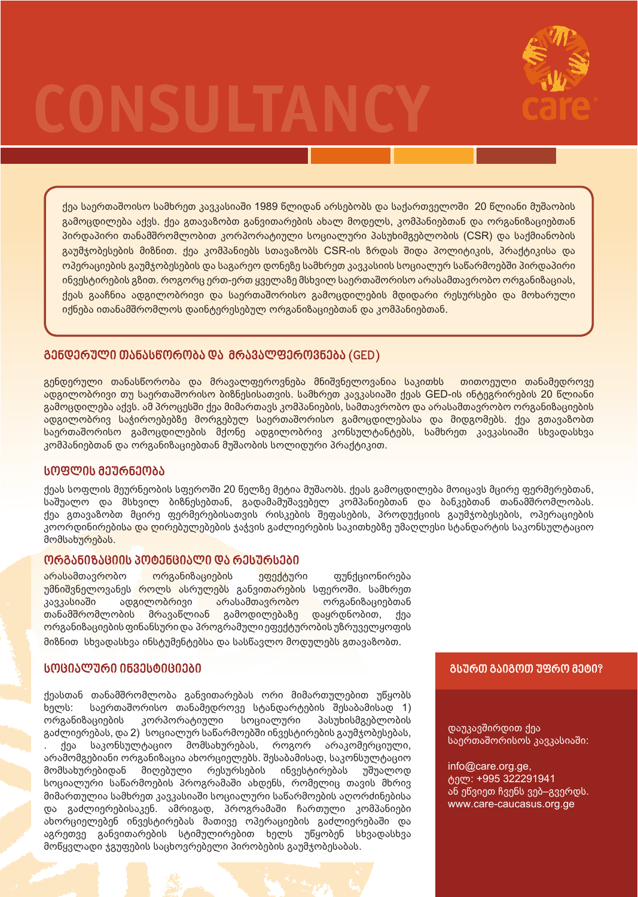# CONSULTANCY

care

ქეა სამხრეთ კავკასიაში 1989 წლიდან არსებობს და საქართველოში 20 წლიანი მუშაობის გამოცდილება აქვს. ქეა გთავაზობთ განვითარების ახალ მოდელს, კომპანიებთან და ორგანიზაციებთან პირდაპირი თანამშრომლობით კორპორატიული სოციალური პასუხისმგებლობის (CSR) და საქმიანობის გაუმჯობესების მიზნით. ქეა კომპანიებს სთავაზობს CSR-ის ზრდას შიდა პოლიტიკის, პრაქტიკისა და ოპერაციების გაუმჯობესების და საგარეო დონეზე სამხრეთ კავკასიის სოციალურ საწარმოებში პირდაპირი ინვესტირების გზით. როგორც ერთ-ერთ ყველაზე მსხვილ საერთაშორისო არასამთავრობო ორგანიზაციას, ქეას გააჩნია ადგილობრივი და საერთაშორისო გამოცდილების მდიდარი რესურსები და მოხარული იქნება ითანამშრომლოს დაინტერესებულ ორგანიზაციებთან და კომპანიებთან.

## გენდერული თანასწორობა და მრავალფეროვნება (GED)

გენდერული თანასწორობა და მრავალფეროვნება მნიშვნელოვანია საკითხს თითოეული თანამედროვე ადგილობრივი თუ საერთაშორისო ბიზნესისათვის. სამხრეთ კავკასიაში ქეას GED-ის ინტეგრირების 20 წლიანი გამოცდილება აქვს. ამ პროცესში ქეა მიმართავს კომპანიების, სამთავრობო და არასამთავრობო ორგანიზაციების ადგილობრივ საჭიროებებზე მორგებულ საერთაშორისო გამოცდილებასა და მიდგომებს. ქეა გთავაზობთ საერთაშორისო გამოცდილების მქონე ადგილობრივ კონსულტანტებს, სამხრეთ კავკასიაში სხვადასხვა კომპანიებთან და ორგანიზაციებთან მუშაობის სოლიდური პრაქტიკით.

## სოფლის მეურნეობა

ქეას სოფლის მეურნეობის სფეროში 20 წელზე მეტია მუშაობს. ქეას გამოცდილება მოიცავს მცირე ფერმერებთან, საშუალო და მსხვილ ბიზნესებთან, გადამამუშავებელ კომპანიებთან და ბანკებთან თანამშრომლობას. ქეა გთავაზობთ მცირე ფერმერებისათვის რისკების შეფასების, პროდუქციის გაუმჯობესების, ოპერაციების კოორდინირებისა და ღირებულებების ჯაჭვის გაძლიერების საკითხებზე უმაღლესი სტანდარტის საკონსულტაციო მომსახურებას.

## ორგანიზაციის პოტენციალი და რესურსები

არასამთავრობო ორგანიზაციების ეფექტური ფუნქციონირება უმნიშვნელოვანეს როლს ასრულებს განვითარების სფეროში. სამხრეთ კავკასიაში ადგილობრივი არასამთავრობო ორგანიზაციებთან თანამშრომლობის მრავაწლიან გამოდილებაზე დაყრდნობით, ქეა ორგანიზაციების ფინანსური და პროგრამული ეფექტურობის უზრუველყოფის მიზნით სხვადასხვა ინსტუმენტებსა და სასწავლო მოდულებს გთავაზობთ.

## სოციალური ინვესტიციები

ქეასთან თანამშრომლობა განვითარებას ორი მიმართულებით უწყობს ხელს: საერთაშორისო თანამედროვე სტანდარტების შესაბამისად 1) ორგანიზაციების კორპორატიული სოციალური პასუხისმგებლობის გაძლიერებას, და 2) სოციალურ საწარმოებში ინვესტირების გაუმჯობესებას, . ქეა საკონსულტაციო მომსახურებას, როგორ არაკომერციული, არამომგებიანი ორგანიზაცია ახორციელებს. შესაბამისად, საკონსულტაციო მომსახურებიდან მიღებული რესურსების ინვესტირებას უშუალოდ სოციალური საწარმოების პროგრამაში ახდენს, რომელიც თავის მხრივ მიმართულია სამხრეთ კავკასიაში სოციალური საწარმოების აღორძინებისა და გაძლიერებისაკენ. ამრიგად, პროგრამაში ჩართული კომპანიები ახორციელებენ ინვესტირებას მათივე ოპერაციების გაძლიერებაში და აგრეთვე განვითარების სტიმულირებით ხელს უწყობენ სხვადასხვა მოწყვლადი ჯგუფების საცხოვრებელი პირობების გაუმჯობესებას.

## გსურთ გაიგოთ უფრო მეტი?

დაუკავშირდით ქეა საერთაშორისოს კავკასიაში:

info@care.org.ge,
ტელ: +995 322291941
ან ეწვიეთ ჩვენს ვებ–გვერდს.
www.care-caucasus.org.ge